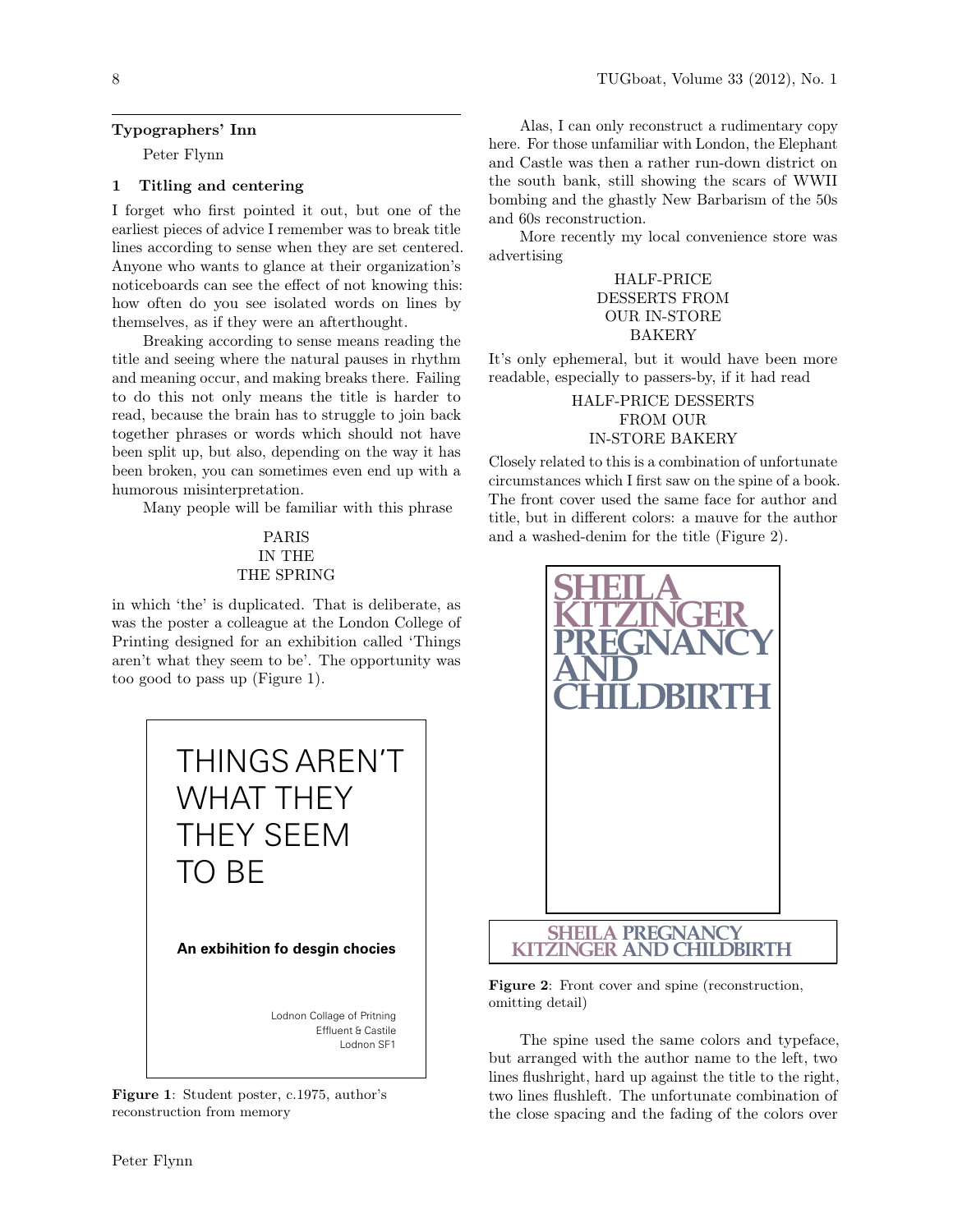## Typographers' Inn

Peter Flynn

### 1 Titling and centering

I forget who first pointed it out, but one of the earliest pieces of advice I remember was to break title lines according to sense when they are set centered. Anyone who wants to glance at their organization's noticeboards can see the effect of not knowing this: how often do you see isolated words on lines by themselves, as if they were an afterthought.

Breaking according to sense means reading the title and seeing where the natural pauses in rhythm and meaning occur, and making breaks there. Failing to do this not only means the title is harder to read, because the brain has to struggle to join back together phrases or words which should not have been split up, but also, depending on the way it has been broken, you can sometimes even end up with a humorous misinterpretation.

Many people will be familiar with this phrase

PARIS
IN THE
THE SPRING

in which 'the' is duplicated. That is deliberate, as was the poster a colleague at the London College of Printing designed for an exhibition called 'Things aren't what they seem to be'. The opportunity was too good to pass up (Figure 1).

THINGS AREN'T
WHAT THEY
THEY SEEM
TO BE

**An exbihition fo desgin chocies**

Lodnon Collage of Pritning
Effluent & Castile
Lodnon SF1

**Figure 1**: Student poster, c.1975, author's reconstruction from memory

Alas, I can only reconstruct a rudimentary copy here. For those unfamiliar with London, the Elephant and Castle was then a rather run-down district on the south bank, still showing the scars of WWII bombing and the ghastly New Barbarism of the 50s and 60s reconstruction.

More recently my local convenience store was advertising

HALF-PRICE
DESSERTS FROM
OUR IN-STORE
BAKERY

It's only ephemeral, but it would have been more readable, especially to passers-by, if it had read

HALF-PRICE DESSERTS
FROM OUR
IN-STORE BAKERY

Closely related to this is a combination of unfortunate circumstances which I first saw on the spine of a book. The front cover used the same face for author and title, but in different colors: a mauve for the author and a washed-denim for the title (Figure 2).

SHEILA
KITZINGER
PREGNANCY
AND
CHILDBIRTH

SHEILA PREGNANCY
KITZINGER AND CHILDBIRTH

**Figure 2**: Front cover and spine (reconstruction, omitting detail)

The spine used the same colors and typeface, but arranged with the author name to the left, two lines flushright, hard up against the title to the right, two lines flushleft. The unfortunate combination of the close spacing and the fading of the colors over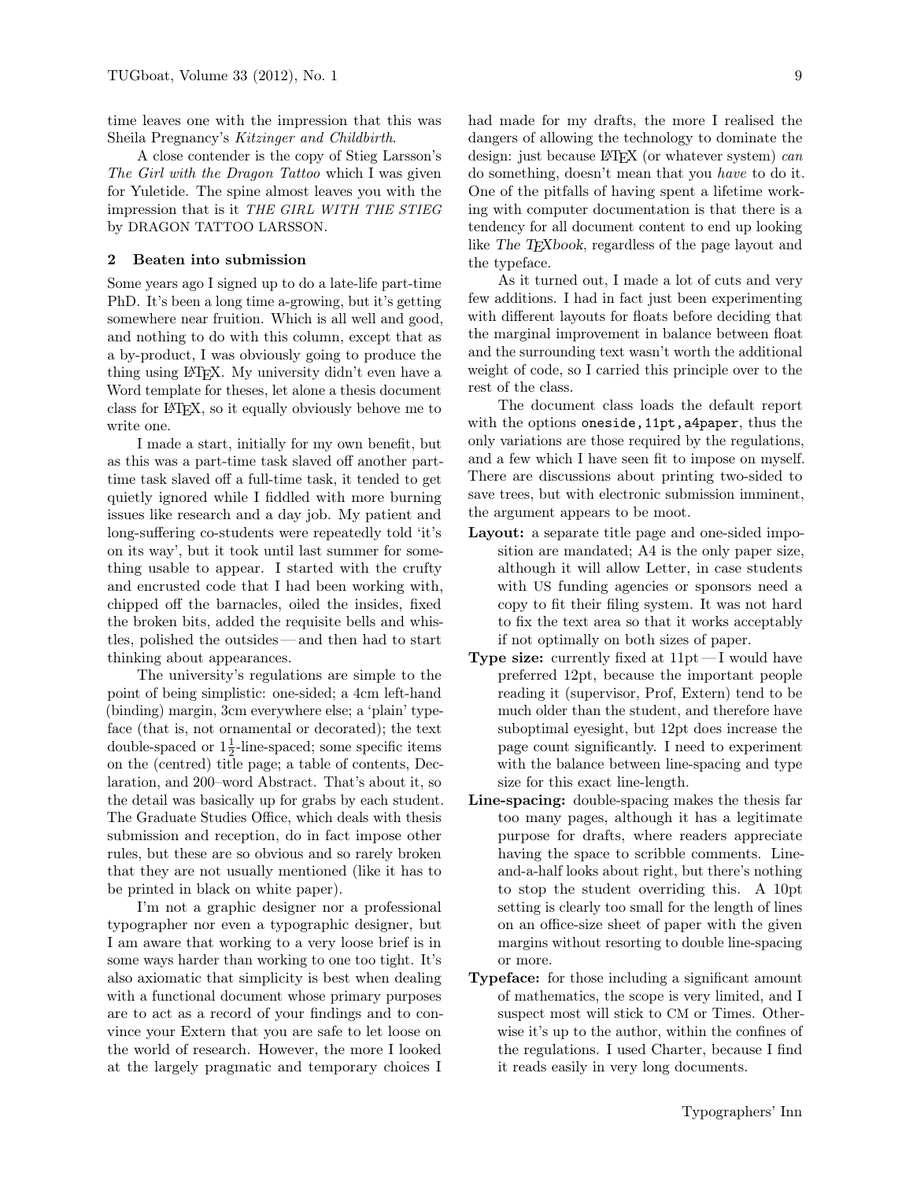time leaves one with the impression that this was Sheila Pregnancy's *Kitzinger and Childbirth*.

A close contender is the copy of Stieg Larsson's *The Girl with the Dragon Tattoo* which I was given for Yuletide. The spine almost leaves you with the impression that is it *THE GIRL WITH THE STIEG* by DRAGON TATTOO LARSSON.

## 2 Beaten into submission

Some years ago I signed up to do a late-life part-time PhD. It's been a long time a-growing, but it's getting somewhere near fruition. Which is all well and good, and nothing to do with this column, except that as a by-product, I was obviously going to produce the thing using LaTeX. My university didn't even have a Word template for theses, let alone a thesis document class for LaTeX, so it equally obviously behove me to write one.

I made a start, initially for my own benefit, but as this was a part-time task slaved off another part-time task slaved off a full-time task, it tended to get quietly ignored while I fiddled with more burning issues like research and a day job. My patient and long-suffering co-students were repeatedly told 'it's on its way', but it took until last summer for something usable to appear. I started with the crufty and encrusted code that I had been working with, chipped off the barnacles, oiled the insides, fixed the broken bits, added the requisite bells and whistles, polished the outsides — and then had to start thinking about appearances.

The university's regulations are simple to the point of being simplistic: one-sided; a 4cm left-hand (binding) margin, 3cm everywhere else; a 'plain' typeface (that is, not ornamental or decorated); the text double-spaced or $1\frac{1}{2}$-line-spaced; some specific items on the (centred) title page; a table of contents, Declaration, and 200–word Abstract. That's about it, so the detail was basically up for grabs by each student. The Graduate Studies Office, which deals with thesis submission and reception, do in fact impose other rules, but these are so obvious and so rarely broken that they are not usually mentioned (like it has to be printed in black on white paper).

I'm not a graphic designer nor a professional typographer nor even a typographic designer, but I am aware that working to a very loose brief is in some ways harder than working to one too tight. It's also axiomatic that simplicity is best when dealing with a functional document whose primary purposes are to act as a record of your findings and to convince your Extern that you are safe to let loose on the world of research. However, the more I looked at the largely pragmatic and temporary choices I had made for my drafts, the more I realised the dangers of allowing the technology to dominate the design: just because LaTeX (or whatever system) *can* do something, doesn't mean that you *have* to do it. One of the pitfalls of having spent a lifetime working with computer documentation is that there is a tendency for all document content to end up looking like *The TeXbook*, regardless of the page layout and the typeface.

As it turned out, I made a lot of cuts and very few additions. I had in fact just been experimenting with different layouts for floats before deciding that the marginal improvement in balance between float and the surrounding text wasn't worth the additional weight of code, so I carried this principle over to the rest of the class.

The document class loads the default report with the options `oneside,11pt,a4paper`, thus the only variations are those required by the regulations, and a few which I have seen fit to impose on myself. There are discussions about printing two-sided to save trees, but with electronic submission imminent, the argument appears to be moot.

**Layout:** a separate title page and one-sided imposition are mandated; A4 is the only paper size, although it will allow Letter, in case students with US funding agencies or sponsors need a copy to fit their filing system. It was not hard to fix the text area so that it works acceptably if not optimally on both sizes of paper.

**Type size:** currently fixed at 11pt — I would have preferred 12pt, because the important people reading it (supervisor, Prof, Extern) tend to be much older than the student, and therefore have suboptimal eyesight, but 12pt does increase the page count significantly. I need to experiment with the balance between line-spacing and type size for this exact line-length.

**Line-spacing:** double-spacing makes the thesis far too many pages, although it has a legitimate purpose for drafts, where readers appreciate having the space to scribble comments. Line-and-a-half looks about right, but there's nothing to stop the student overriding this. A 10pt setting is clearly too small for the length of lines on an office-size sheet of paper with the given margins without resorting to double line-spacing or more.

**Typeface:** for those including a significant amount of mathematics, the scope is very limited, and I suspect most will stick to CM or Times. Otherwise it's up to the author, within the confines of the regulations. I used Charter, because I find it reads easily in very long documents.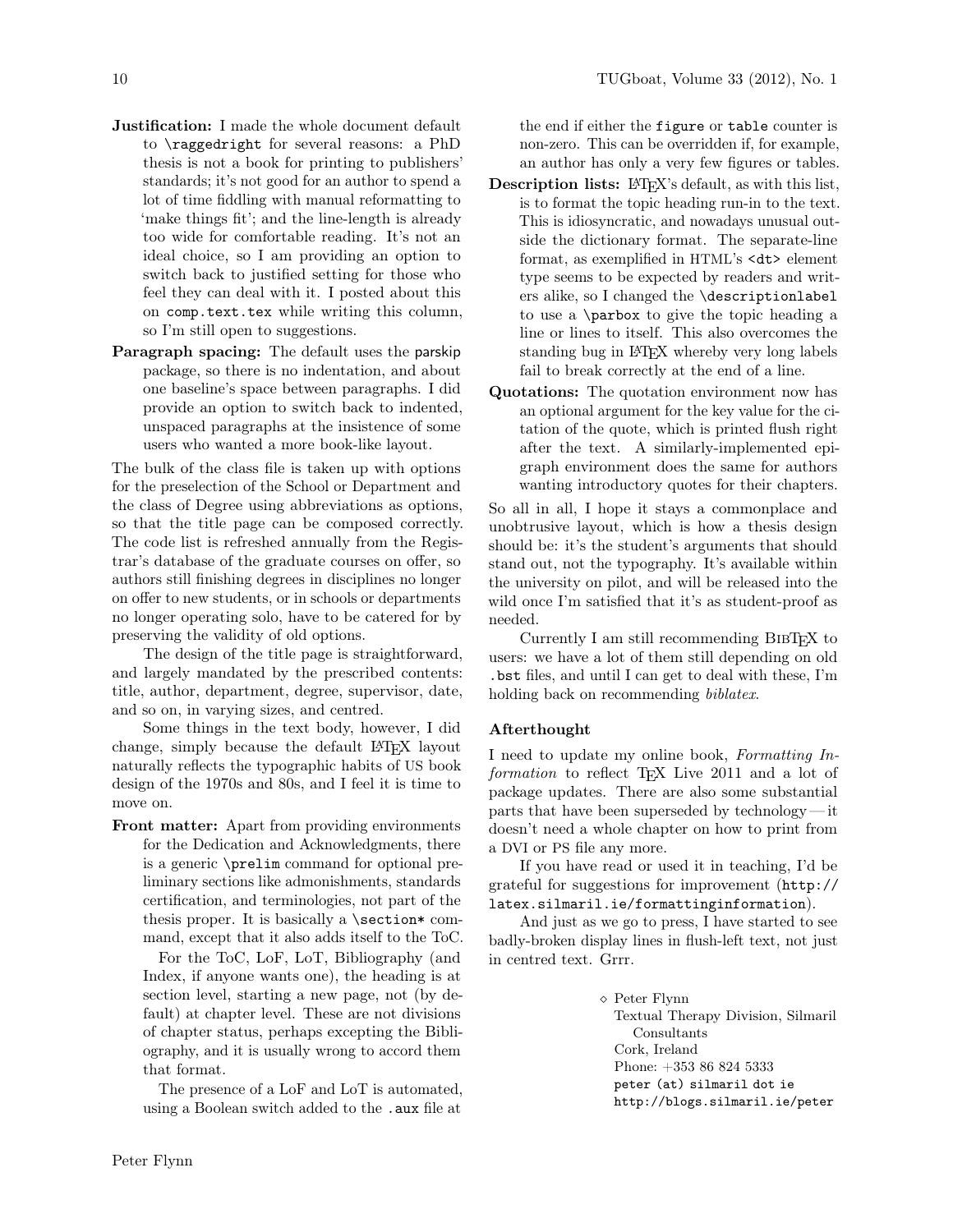**Justification:** I made the whole document default to `\raggedright` for several reasons: a PhD thesis is not a book for printing to publishers' standards; it's not good for an author to spend a lot of time fiddling with manual reformatting to 'make things fit'; and the line-length is already too wide for comfortable reading. It's not an ideal choice, so I am providing an option to switch back to justified setting for those who feel they can deal with it. I posted about this on `comp.text.tex` while writing this column, so I'm still open to suggestions.

**Paragraph spacing:** The default uses the parskip package, so there is no indentation, and about one baseline's space between paragraphs. I did provide an option to switch back to indented, unspaced paragraphs at the insistence of some users who wanted a more book-like layout.

The bulk of the class file is taken up with options for the preselection of the School or Department and the class of Degree using abbreviations as options, so that the title page can be composed correctly. The code list is refreshed annually from the Registrar's database of the graduate courses on offer, so authors still finishing degrees in disciplines no longer on offer to new students, or in schools or departments no longer operating solo, have to be catered for by preserving the validity of old options.

The design of the title page is straightforward, and largely mandated by the prescribed contents: title, author, department, degree, supervisor, date, and so on, in varying sizes, and centred.

Some things in the text body, however, I did change, simply because the default LaTeX layout naturally reflects the typographic habits of US book design of the 1970s and 80s, and I feel it is time to move on.

**Front matter:** Apart from providing environments for the Dedication and Acknowledgments, there is a generic `\prelim` command for optional preliminary sections like admonishments, standards certification, and terminologies, not part of the thesis proper. It is basically a `\section*` command, except that it also adds itself to the ToC.

For the ToC, LoF, LoT, Bibliography (and Index, if anyone wants one), the heading is at section level, starting a new page, not (by default) at chapter level. These are not divisions of chapter status, perhaps excepting the Bibliography, and it is usually wrong to accord them that format.

The presence of a LoF and LoT is automated, using a Boolean switch added to the `.aux` file at the end if either the `figure` or `table` counter is non-zero. This can be overridden if, for example, an author has only a very few figures or tables.

**Description lists:** LaTeX's default, as with this list, is to format the topic heading run-in to the text. This is idiosyncratic, and nowadays unusual outside the dictionary format. The separate-line format, as exemplified in HTML's `<dt>` element type seems to be expected by readers and writers alike, so I changed the `\descriptionlabel` to use a `\parbox` to give the topic heading a line or lines to itself. This also overcomes the standing bug in LaTeX whereby very long labels fail to break correctly at the end of a line.

**Quotations:** The quotation environment now has an optional argument for the key value for the citation of the quote, which is printed flush right after the text. A similarly-implemented epigraph environment does the same for authors wanting introductory quotes for their chapters.

So all in all, I hope it stays a commonplace and unobtrusive layout, which is how a thesis design should be: it's the student's arguments that should stand out, not the typography. It's available within the university on pilot, and will be released into the wild once I'm satisfied that it's as student-proof as needed.

Currently I am still recommending BibTeX to users: we have a lot of them still depending on old `.bst` files, and until I can get to deal with these, I'm holding back on recommending *biblatex*.

### Afterthought

I need to update my online book, *Formatting Information* to reflect TeX Live 2011 and a lot of package updates. There are also some substantial parts that have been superseded by technology — it doesn't need a whole chapter on how to print from a DVI or PS file any more.

If you have read or used it in teaching, I'd be grateful for suggestions for improvement (`http://latex.silmaril.ie/formattinginformation`).

And just as we go to press, I have started to see badly-broken display lines in flush-left text, not just in centred text. Grrr.

◇ Peter Flynn
Textual Therapy Division, Silmaril Consultants
Cork, Ireland
Phone: +353 86 824 5333
`peter (at) silmaril dot ie`
`http://blogs.silmaril.ie/peter`